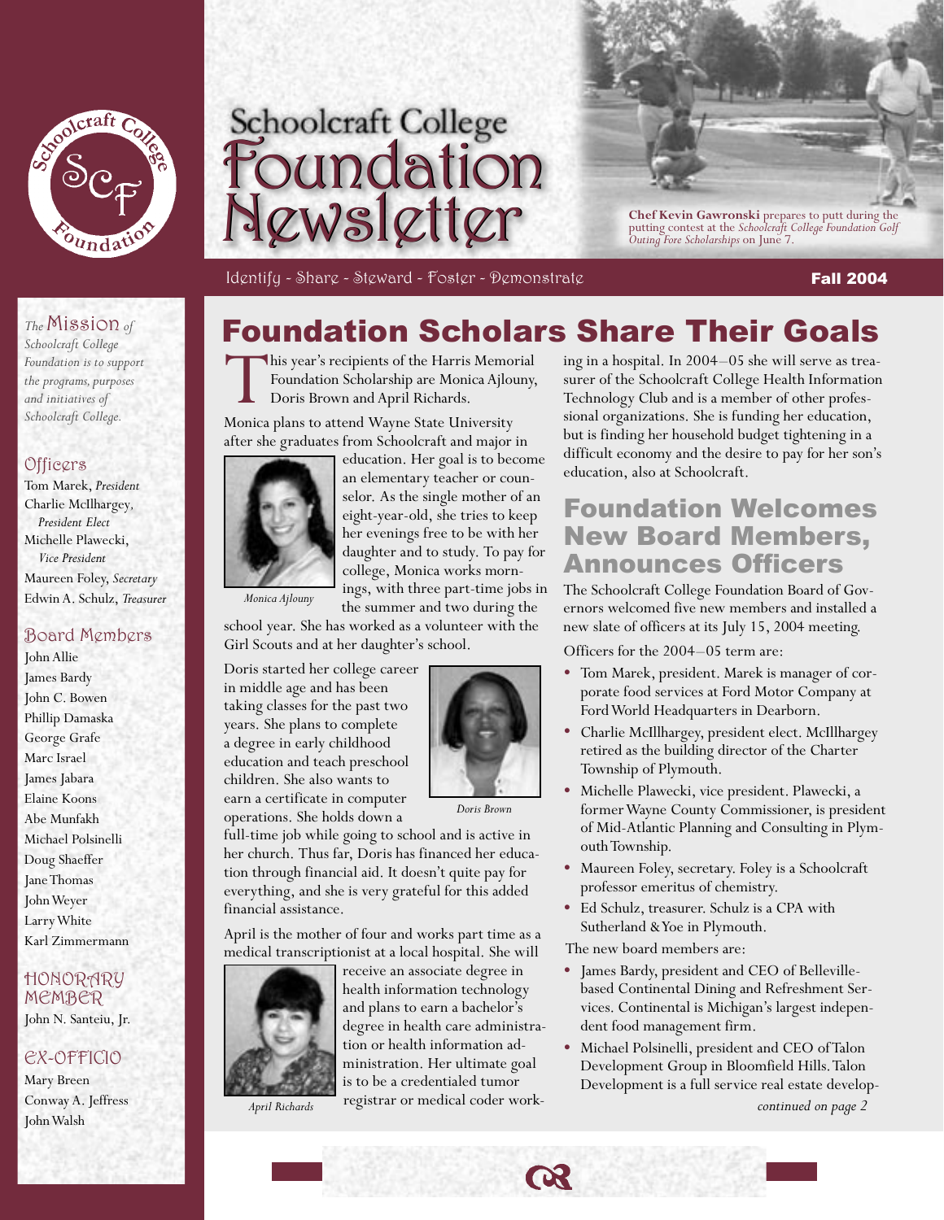# Schoolcraft College Foundation Newsletter

Identify - Share - Steward - Foster - Demonstrate

**Fall 2004**

**Chef Kevin Gawronski** prepares to putt during the putting contest at the *Schoolcraft College Foundation Golf Outing Fore Scholarships* on June 7.

*The* Mission *of Schoolcraft College Foundation is to support the programs, purposes and initiatives of Schoolcraft College.*

### Officers

Tom Marek, *President*
Charlie McIlhargey, *President Elect*
Michelle Plawecki, *Vice President*
Maureen Foley, *Secretary*
Edwin A. Schulz, *Treasurer*

### Board Members

John Allie
James Bardy
John C. Bowen
Phillip Damaska
George Grafe
Marc Israel
James Jabara
Elaine Koons
Abe Munfakh
Michael Polsinelli
Doug Shaeffer
Jane Thomas
John Weyer
Larry White
Karl Zimmermann

### Honorary Member

John N. Santeiu, Jr.

### Ex-Officio

Mary Breen
Conway A. Jeffress
John Walsh

## Foundation Scholars Share Their Goals

This year's recipients of the Harris Memorial Foundation Scholarship are Monica Ajlouny, Doris Brown and April Richards.

Monica plans to attend Wayne State University after she graduates from Schoolcraft and major in education. Her goal is to become an elementary teacher or counselor. As the single mother of an eight-year-old, she tries to keep her evenings free to be with her daughter and to study. To pay for college, Monica works mornings, with three part-time jobs in the summer and two during the school year. She has worked as a volunteer with the Girl Scouts and at her daughter's school.

*Monica Ajlouny*

Doris started her college career in middle age and has been taking classes for the past two years. She plans to complete a degree in early childhood education and teach preschool children. She also wants to earn a certificate in computer operations. She holds down a full-time job while going to school and is active in her church. Thus far, Doris has financed her education through financial aid. It doesn't quite pay for everything, and she is very grateful for this added financial assistance.

*Doris Brown*

April is the mother of four and works part time as a medical transcriptionist at a local hospital. She will receive an associate degree in health information technology and plans to earn a bachelor's degree in health care administration or health information administration. Her ultimate goal is to be a credentialed tumor registrar or medical coder working in a hospital. In 2004–05 she will serve as treasurer of the Schoolcraft College Health Information Technology Club and is a member of other professional organizations. She is funding her education, but is finding her household budget tightening in a difficult economy and the desire to pay for her son's education, also at Schoolcraft.

*April Richards*

## Foundation Welcomes New Board Members, Announces Officers

The Schoolcraft College Foundation Board of Governors welcomed five new members and installed a new slate of officers at its July 15, 2004 meeting.

Officers for the 2004–05 term are:

- Tom Marek, president. Marek is manager of corporate food services at Ford Motor Company at Ford World Headquarters in Dearborn.
- Charlie McIllhargey, president elect. McIllhargey retired as the building director of the Charter Township of Plymouth.
- Michelle Plawecki, vice president. Plawecki, a former Wayne County Commissioner, is president of Mid-Atlantic Planning and Consulting in Plymouth Township.
- Maureen Foley, secretary. Foley is a Schoolcraft professor emeritus of chemistry.
- Ed Schulz, treasurer. Schulz is a CPA with Sutherland & Yoe in Plymouth.

The new board members are:

- James Bardy, president and CEO of Belleville-based Continental Dining and Refreshment Services. Continental is Michigan's largest independent food management firm.
- Michael Polsinelli, president and CEO of Talon Development Group in Bloomfield Hills. Talon Development is a full service real estate develop-

*continued on page 2*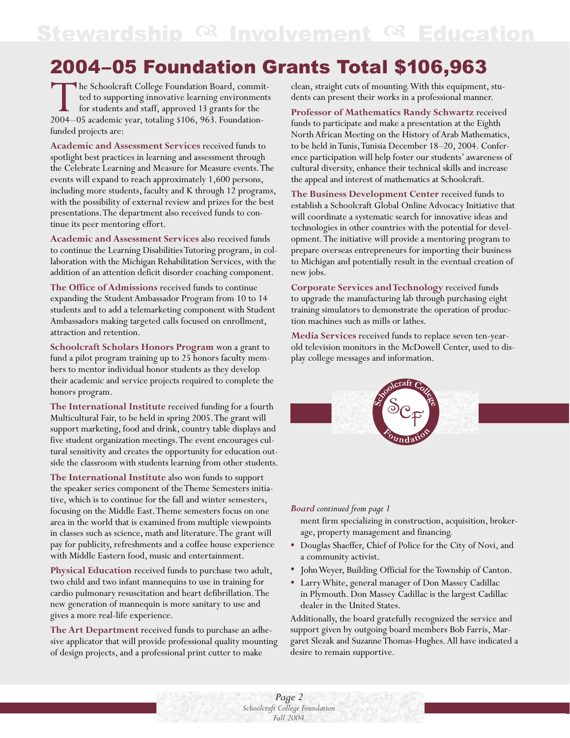# 2004–05 Foundation Grants Total $106,963

The Schoolcraft College Foundation Board, committed to supporting innovative learning environments for students and staff, approved 13 grants for the 2004–05 academic year, totaling $106, 963. Foundation-funded projects are:

**Academic and Assessment Services** received funds to spotlight best practices in learning and assessment through the Celebrate Learning and Measure for Measure events. The events will expand to reach approximately 1,600 persons, including more students, faculty and K through 12 programs, with the possibility of external review and prizes for the best presentations. The department also received funds to continue its peer mentoring effort.

**Academic and Assessment Services** also received funds to continue the Learning Disabilities Tutoring program, in collaboration with the Michigan Rehabilitation Services, with the addition of an attention deficit disorder coaching component.

**The Office of Admissions** received funds to continue expanding the Student Ambassador Program from 10 to 14 students and to add a telemarketing component with Student Ambassadors making targeted calls focused on enrollment, attraction and retention.

**Schoolcraft Scholars Honors Program** won a grant to fund a pilot program training up to 25 honors faculty members to mentor individual honor students as they develop their academic and service projects required to complete the honors program.

**The International Institute** received funding for a fourth Multicultural Fair, to be held in spring 2005. The grant will support marketing, food and drink, country table displays and five student organization meetings. The event encourages cultural sensitivity and creates the opportunity for education outside the classroom with students learning from other students.

**The International Institute** also won funds to support the speaker series component of the Theme Semesters initiative, which is to continue for the fall and winter semesters, focusing on the Middle East. Theme semesters focus on one area in the world that is examined from multiple viewpoints in classes such as science, math and literature. The grant will pay for publicity, refreshments and a coffee house experience with Middle Eastern food, music and entertainment.

**Physical Education** received funds to purchase two adult, two child and two infant mannequins to use in training for cardio pulmonary resuscitation and heart defibrillation. The new generation of mannequin is more sanitary to use and gives a more real-life experience.

**The Art Department** received funds to purchase an adhesive applicator that will provide professional quality mounting of design projects, and a professional print cutter to make clean, straight cuts of mounting. With this equipment, students can present their works in a professional manner.

**Professor of Mathematics Randy Schwartz** received funds to participate and make a presentation at the Eighth North African Meeting on the History of Arab Mathematics, to be held in Tunis, Tunisia December 18–20, 2004. Conference participation will help foster our students' awareness of cultural diversity, enhance their technical skills and increase the appeal and interest of mathematics at Schoolcraft.

**The Business Development Center** received funds to establish a Schoolcraft Global Online Advocacy Initiative that will coordinate a systematic search for innovative ideas and technologies in other countries with the potential for development. The initiative will provide a mentoring program to prepare overseas entrepreneurs for importing their business to Michigan and potentially result in the eventual creation of new jobs.

**Corporate Services and Technology** received funds to upgrade the manufacturing lab through purchasing eight training simulators to demonstrate the operation of production machines such as mills or lathes.

**Media Services** received funds to replace seven ten-year-old television monitors in the McDowell Center, used to display college messages and information.

***Board*** *continued from page 1*

ment firm specializing in construction, acquisition, brokerage, property management and financing.

- Douglas Shaeffer, Chief of Police for the City of Novi, and a community activist.
- John Weyer, Building Official for the Township of Canton.
- Larry White, general manager of Don Massey Cadillac in Plymouth. Don Massey Cadillac is the largest Cadillac dealer in the United States.

Additionally, the board gratefully recognized the service and support given by outgoing board members Bob Farris, Margaret Slezak and Suzanne Thomas-Hughes. All have indicated a desire to remain supportive.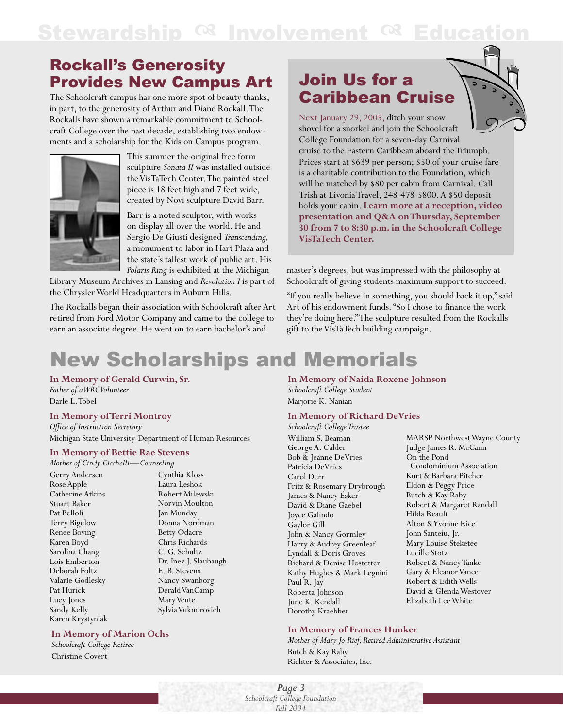# Stewardship ଓଃ Involvement ଓଃ Education

## Rockall's Generosity Provides New Campus Art

The Schoolcraft campus has one more spot of beauty thanks, in part, to the generosity of Arthur and Diane Rockall. The Rockalls have shown a remarkable commitment to Schoolcraft College over the past decade, establishing two endowments and a scholarship for the Kids on Campus program.

This summer the original free form sculpture *Sonata II* was installed outside the VisTaTech Center. The painted steel piece is 18 feet high and 7 feet wide, created by Novi sculpture David Barr.

Barr is a noted sculptor, with works on display all over the world. He and Sergio De Giusti designed *Transcending,* a monument to labor in Hart Plaza and the state's tallest work of public art. His *Polaris Ring* is exhibited at the Michigan Library Museum Archives in Lansing and *Revolution I* is part of the Chrysler World Headquarters in Auburn Hills.

The Rockalls began their association with Schoolcraft after Art retired from Ford Motor Company and came to the college to earn an associate degree. He went on to earn bachelor's and master's degrees, but was impressed with the philosophy at Schoolcraft of giving students maximum support to succeed.

"If you really believe in something, you should back it up," said Art of his endowment funds. "So I chose to finance the work they're doing here." The sculpture resulted from the Rockalls gift to the VisTaTech building campaign.

## Join Us for a Caribbean Cruise

Next January 29, 2005, ditch your snow shovel for a snorkel and join the Schoolcraft College Foundation for a seven-day Carnival cruise to the Eastern Caribbean aboard the Triumph. Prices start at $639 per person; $50 of your cruise fare is a charitable contribution to the Foundation, which will be matched by $80 per cabin from Carnival. Call Trish at Livonia Travel, 248-478-5800. A $50 deposit holds your cabin. **Learn more at a reception, video presentation and Q&A on Thursday, September 30 from 7 to 8:30 p.m. in the Schoolcraft College VisTaTech Center.**

# New Scholarships and Memorials

### In Memory of Gerald Curwin, Sr.
*Father of a WRC Volunteer*

Darle L. Tobel

### In Memory of Terri Montroy
*Office of Instruction Secretary*

Michigan State University-Department of Human Resources

### In Memory of Bettie Rae Stevens
*Mother of Cindy Cicchelli—Counseling*

Gerry Andersen
Rose Apple
Catherine Atkins
Stuart Baker
Pat Belloli
Terry Bigelow
Renee Boving
Karen Boyd
Sarolina Chang
Lois Emberton
Deborah Foltz
Valarie Godlesky
Pat Hurick
Lucy Jones
Sandy Kelly
Karen Krystyniak
Cynthia Kloss
Laura Leshok
Robert Milewski
Norvin Moulton
Jan Munday
Donna Nordman
Betty Odacre
Chris Richards
C. G. Schultz
Dr. Inez J. Slaubaugh
E. B. Stevens
Nancy Swanborg
Derald VanCamp
Mary Vente
Sylvia Vukmirovich

### In Memory of Marion Ochs
*Schoolcraft College Retiree*

Christine Covert

### In Memory of Naida Roxene Johnson
*Schoolcraft College Student*

Marjorie K. Nanian

### In Memory of Richard DeVries
*Schoolcraft College Trustee*

William S. Beaman
George A. Calder
Bob & Jeanne DeVries
Patricia DeVries
Carol Derr
Fritz & Rosemary Drybrough
James & Nancy Esker
David & Diane Gaebel
Joyce Galindo
Gaylor Gill
John & Nancy Gormley
Harry & Audrey Greenleaf
Lyndall & Doris Groves
Richard & Denise Hostetter
Kathy Hughes & Mark Legnini
Paul R. Jay
Roberta Johnson
June K. Kendall
Dorothy Kraebber
MARSP Northwest Wayne County
Judge James R. McCann
On the Pond Condominium Association
Kurt & Barbara Pitcher
Eldon & Peggy Price
Butch & Kay Raby
Robert & Margaret Randall
Hilda Reault
Alton & Yvonne Rice
John Santeiu, Jr.
Mary Louise Steketee
Lucille Stotz
Robert & Nancy Tanke
Gary & Eleanor Vance
Robert & Edith Wells
David & Glenda Westover
Elizabeth Lee White

### In Memory of Frances Hunker
*Mother of Mary Jo Rief, Retired Administrative Assistant*

Butch & Kay Raby
Richter & Associates, Inc.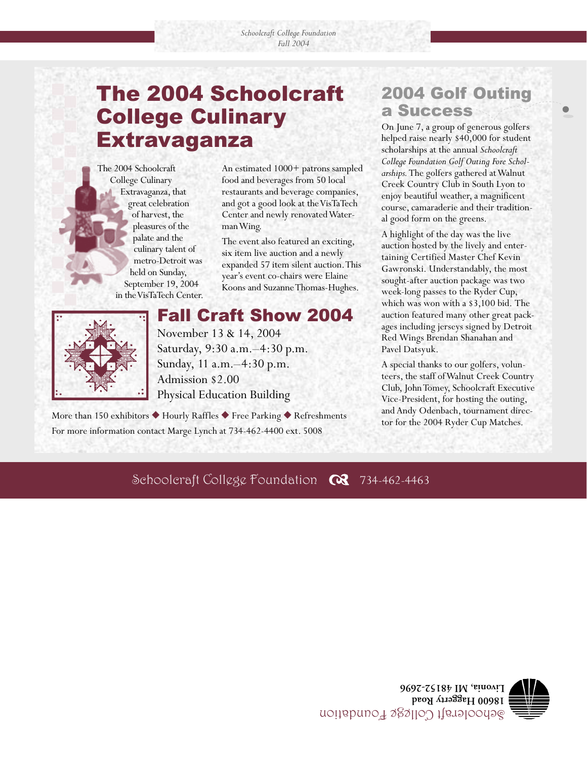# The 2004 Schoolcraft College Culinary Extravaganza

The 2004 Schoolcraft College Culinary Extravaganza, that great celebration of harvest, the pleasures of the palate and the culinary talent of metro-Detroit was held on Sunday, September 19, 2004 in the VisTaTech Center.

An estimated 1000+ patrons sampled food and beverages from 50 local restaurants and beverage companies, and got a good look at the VisTaTech Center and newly renovated Waterman Wing.

The event also featured an exciting, six item live auction and a newly expanded 57 item silent auction. This year's event co-chairs were Elaine Koons and Suzanne Thomas-Hughes.

## Fall Craft Show 2004

November 13 & 14, 2004
Saturday, 9:30 a.m.–4:30 p.m.
Sunday, 11 a.m.–4:30 p.m.
Admission $2.00
Physical Education Building

More than 150 exhibitors ◆ Hourly Raffles ◆ Free Parking ◆ Refreshments
For more information contact Marge Lynch at 734-462-4400 ext. 5008

## 2004 Golf Outing a Success

On June 7, a group of generous golfers helped raise nearly $40,000 for student scholarships at the annual *Schoolcraft College Foundation Golf Outing Fore Scholarships*. The golfers gathered at Walnut Creek Country Club in South Lyon to enjoy beautiful weather, a magnificent course, camaraderie and their traditional good form on the greens.

A highlight of the day was the live auction hosted by the lively and entertaining Certified Master Chef Kevin Gawronski. Understandably, the most sought-after auction package was two week-long passes to the Ryder Cup, which was won with a $3,100 bid. The auction featured many other great packages including jerseys signed by Detroit Red Wings Brendan Shanahan and Pavel Datsyuk.

A special thanks to our golfers, volunteers, the staff of Walnut Creek Country Club, John Tomey, Schoolcraft Executive Vice-President, for hosting the outing, and Andy Odenbach, tournament director for the 2004 Ryder Cup Matches.

Schoolcraft College Foundation 734-462-4463

Schoolcraft College Foundation
18600 Haggerty Road
Livonia, MI 48152-2696